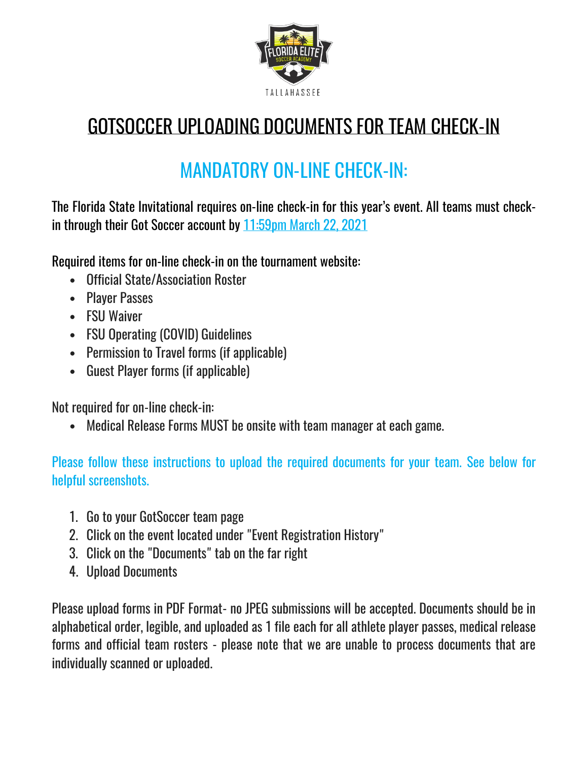# GOTSOCCER UPLOADING DOCUMENTS FOR TEAM CHECK-IN

## MANDATORY ON-LINE CHECK-IN:

The Florida State Invitational requires on-line check-in for this year's event. All teams must check-in through their Got Soccer account by 11:59pm March 22, 2021

Required items for on-line check-in on the tournament website:

- Official State/Association Roster
- Player Passes
- FSU Waiver
- FSU Operating (COVID) Guidelines
- Permission to Travel forms (if applicable)
- Guest Player forms (if applicable)

Not required for on-line check-in:

- Medical Release Forms MUST be onsite with team manager at each game.

Please follow these instructions to upload the required documents for your team. See below for helpful screenshots.

1. Go to your GotSoccer team page
2. Click on the event located under "Event Registration History"
3. Click on the "Documents" tab on the far right
4. Upload Documents

Please upload forms in PDF Format- no JPEG submissions will be accepted. Documents should be in alphabetical order, legible, and uploaded as 1 file each for all athlete player passes, medical release forms and official team rosters - please note that we are unable to process documents that are individually scanned or uploaded.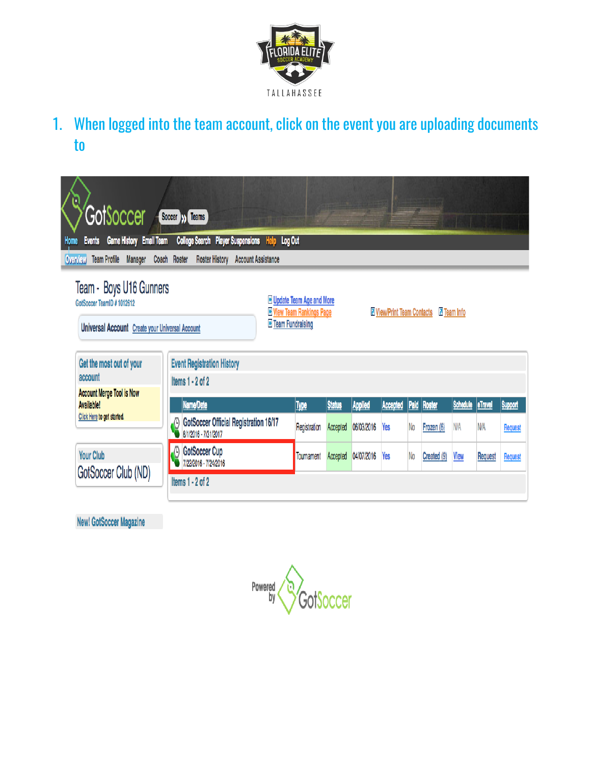1. When logged into the team account, click on the event you are uploading documents to

GotSoccer | Soccer » Teams

Home | Events | Game History | Email Team | College Search | Player Suspensions | Help | Log Out

Overview | Team Profile | Manager | Coach | Roster | Roster History | Account Assistance

## Team - Boys U16 Gunners

GotSoccer TeamID # 1012612

Universal Account | Create your Universal Account

- Update Team Age and More
- View Team Rankings Page
- Team Fundraising
- View/Print Team Contacts
- Team Info

**Get the most out of your account**

Account Merge Tool is Now Available!
Click Here to get started.

**Your Club**

GotSoccer Club (ND)

**Event Registration History**

Items 1 - 2 of 2

| Name/Date | Type | Status | Applied | Accepted | Paid | Roster | Schedule | eTravel | Support |
|---|---|---|---|---|---|---|---|---|---|
| GotSoccer Official Registration 16/17 8/1/2016 - 7/31/2017 | Registration | Accepted | 06/03/2016 | Yes | No | Frozen (6) | N/A | N/A | Request |
| GotSoccer Cup 7/22/2016 - 7/24/2016 | Tournament | Accepted | 04/07/2016 | Yes | No | Created (9) | View | Request | Request |

Items 1 - 2 of 2

New! GotSoccer Magazine

Powered by GotSoccer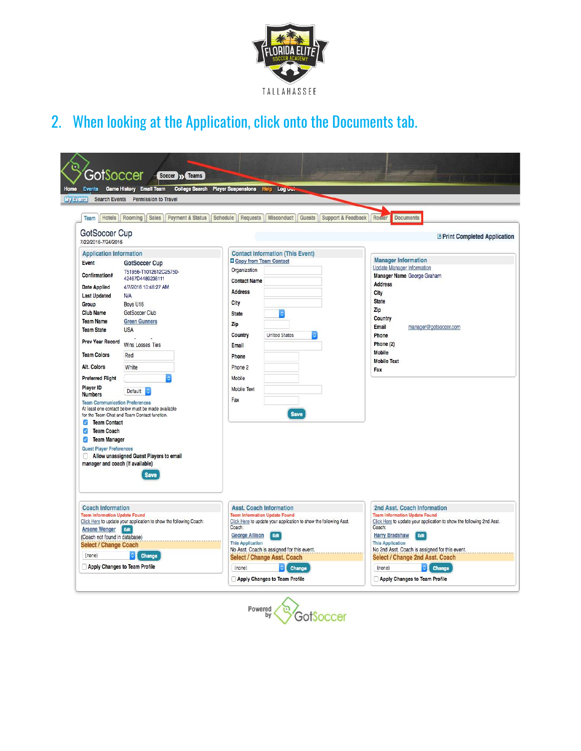## 2. When looking at the Application, click onto the Documents tab.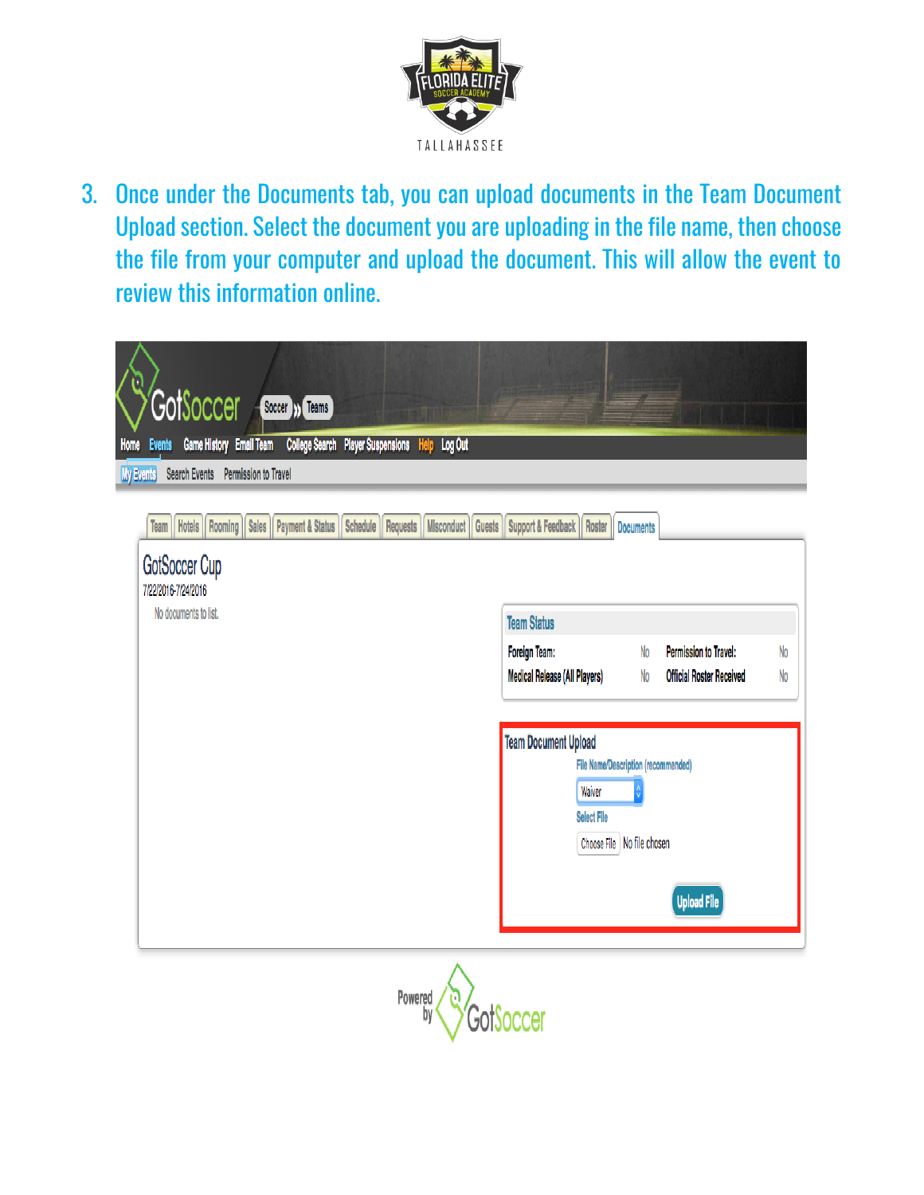3. Once under the Documents tab, you can upload documents in the Team Document Upload section. Select the document you are uploading in the file name, then choose the file from your computer and upload the document. This will allow the event to review this information online.